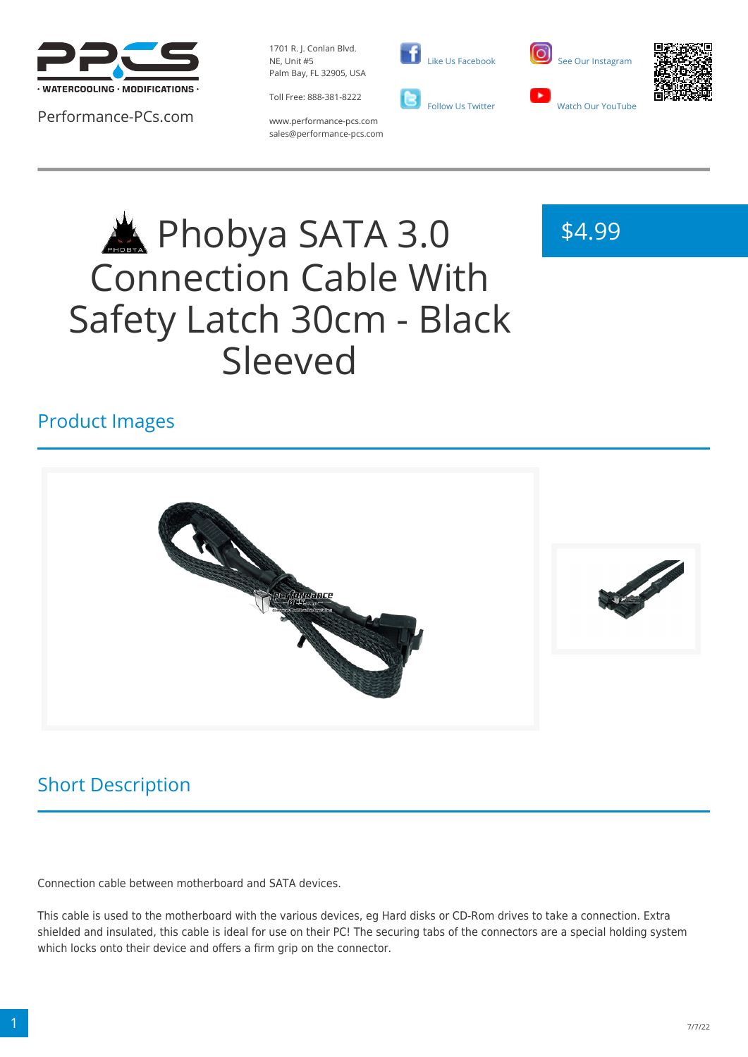Performance-PCs.com

1701 R. J. Conlan Blvd.
NE, Unit #5
Palm Bay, FL 32905, USA

Toll Free: 888-381-8222

www.performance-pcs.com
sales@performance-pcs.com

Like Us Facebook

Follow Us Twitter

See Our Instagram

Watch Our YouTube

# Phobya SATA 3.0 Connection Cable With Safety Latch 30cm - Black Sleeved

$4.99

## Product Images

## Short Description

Connection cable between motherboard and SATA devices.

This cable is used to the motherboard with the various devices, eg Hard disks or CD-Rom drives to take a connection. Extra shielded and insulated, this cable is ideal for use on their PC! The securing tabs of the connectors are a special holding system which locks onto their device and offers a firm grip on the connector.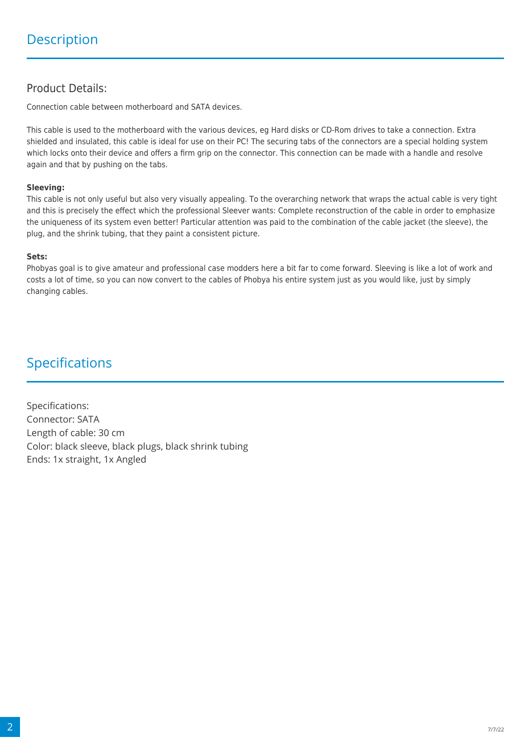## Description

### Product Details:

Connection cable between motherboard and SATA devices.

This cable is used to the motherboard with the various devices, eg Hard disks or CD-Rom drives to take a connection. Extra shielded and insulated, this cable is ideal for use on their PC! The securing tabs of the connectors are a special holding system which locks onto their device and offers a firm grip on the connector. This connection can be made with a handle and resolve again and that by pushing on the tabs.

**Sleeving:**
This cable is not only useful but also very visually appealing. To the overarching network that wraps the actual cable is very tight and this is precisely the effect which the professional Sleever wants: Complete reconstruction of the cable in order to emphasize the uniqueness of its system even better! Particular attention was paid to the combination of the cable jacket (the sleeve), the plug, and the shrink tubing, that they paint a consistent picture.

**Sets:**
Phobyas goal is to give amateur and professional case modders here a bit far to come forward. Sleeving is like a lot of work and costs a lot of time, so you can now convert to the cables of Phobya his entire system just as you would like, just by simply changing cables.

## Specifications

Specifications:
Connector: SATA
Length of cable: 30 cm
Color: black sleeve, black plugs, black shrink tubing
Ends: 1x straight, 1x Angled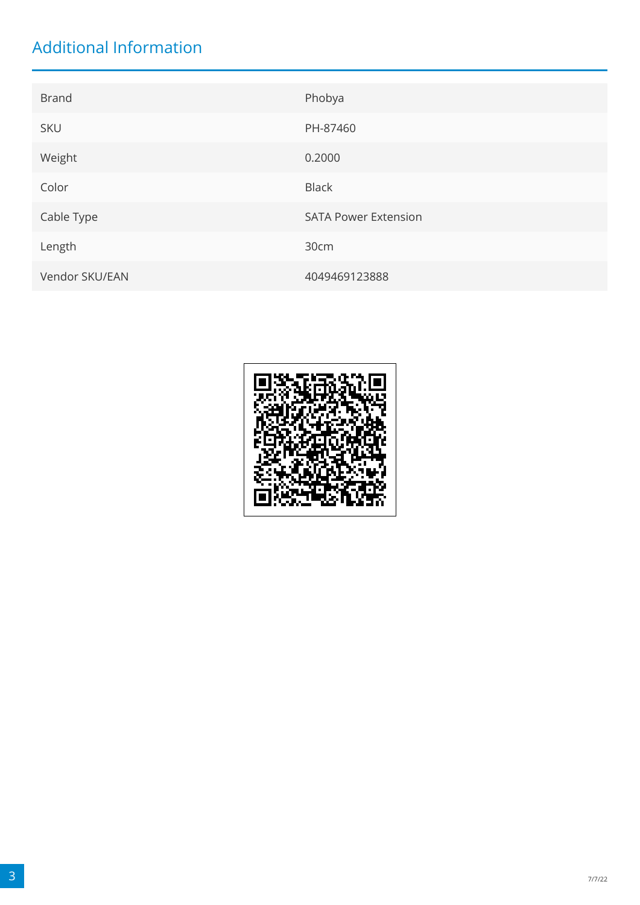## Additional Information

| | |
|---|---|
| Brand | Phobya |
| SKU | PH-87460 |
| Weight | 0.2000 |
| Color | Black |
| Cable Type | SATA Power Extension |
| Length | 30cm |
| Vendor SKU/EAN | 4049469123888 |